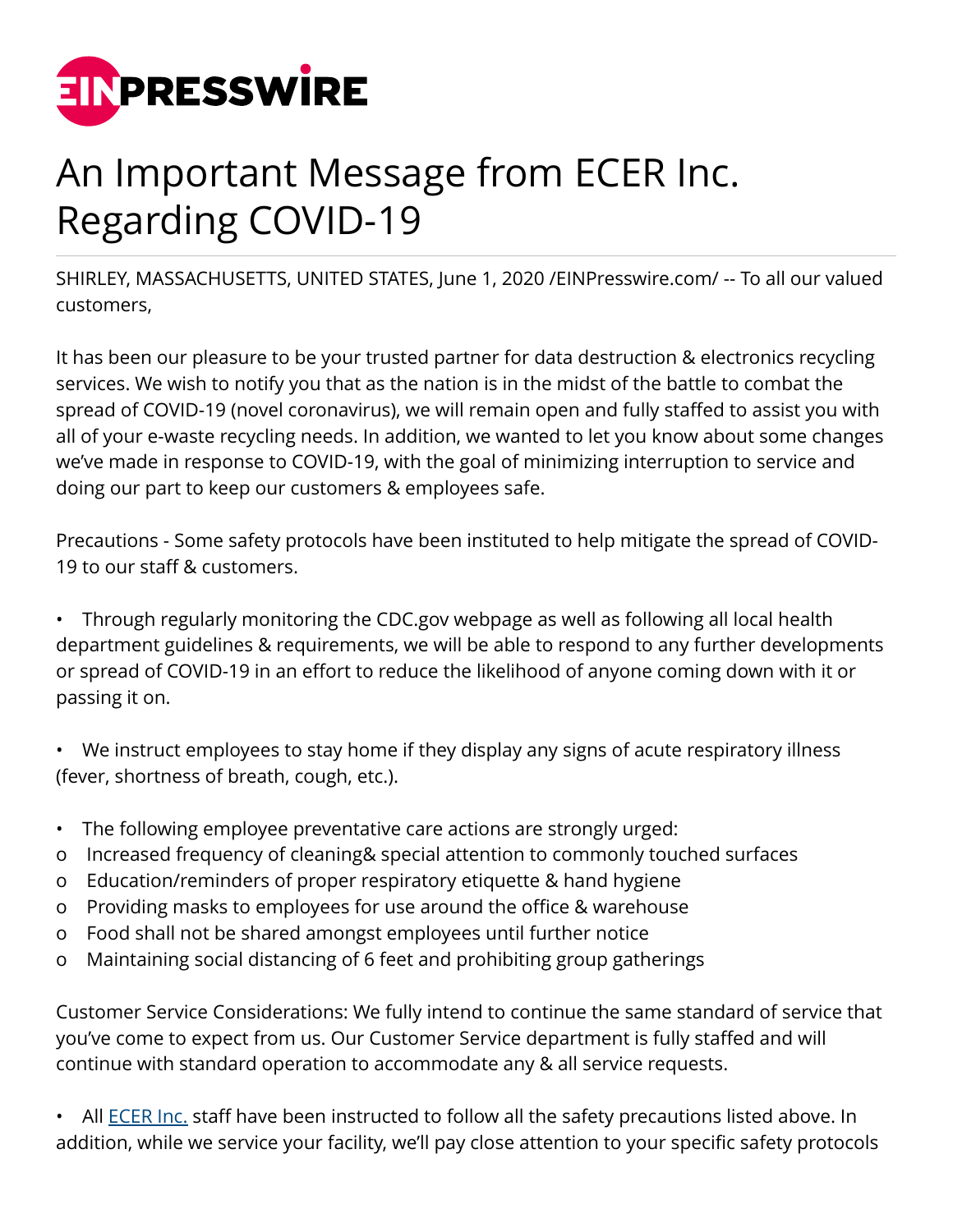# An Important Message from ECER Inc. Regarding COVID-19

SHIRLEY, MASSACHUSETTS, UNITED STATES, June 1, 2020 /EINPresswire.com/ -- To all our valued customers,

It has been our pleasure to be your trusted partner for data destruction & electronics recycling services. We wish to notify you that as the nation is in the midst of the battle to combat the spread of COVID-19 (novel coronavirus), we will remain open and fully staffed to assist you with all of your e-waste recycling needs. In addition, we wanted to let you know about some changes we've made in response to COVID-19, with the goal of minimizing interruption to service and doing our part to keep our customers & employees safe.

Precautions - Some safety protocols have been instituted to help mitigate the spread of COVID-19 to our staff & customers.

- Through regularly monitoring the CDC.gov webpage as well as following all local health department guidelines & requirements, we will be able to respond to any further developments or spread of COVID-19 in an effort to reduce the likelihood of anyone coming down with it or passing it on.

- We instruct employees to stay home if they display any signs of acute respiratory illness (fever, shortness of breath, cough, etc.).

- The following employee preventative care actions are strongly urged:
  - Increased frequency of cleaning& special attention to commonly touched surfaces
  - Education/reminders of proper respiratory etiquette & hand hygiene
  - Providing masks to employees for use around the office & warehouse
  - Food shall not be shared amongst employees until further notice
  - Maintaining social distancing of 6 feet and prohibiting group gatherings

Customer Service Considerations: We fully intend to continue the same standard of service that you've come to expect from us. Our Customer Service department is fully staffed and will continue with standard operation to accommodate any & all service requests.

- All ECER Inc. staff have been instructed to follow all the safety precautions listed above. In addition, while we service your facility, we'll pay close attention to your specific safety protocols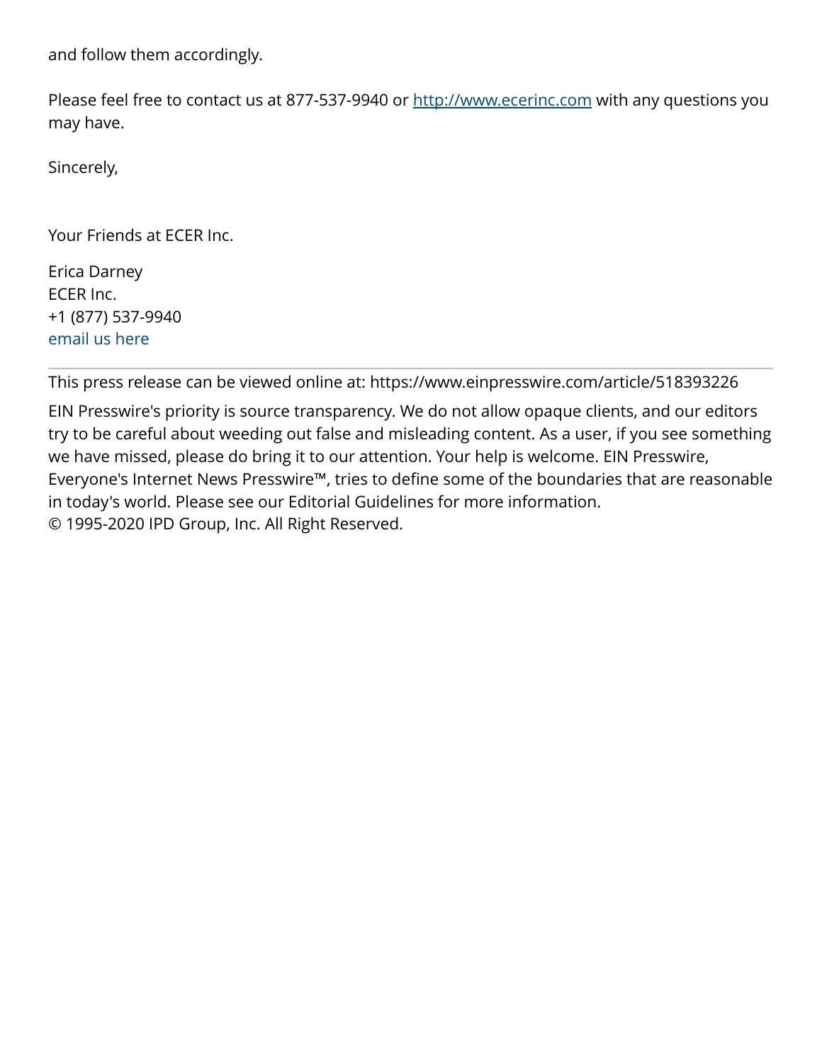and follow them accordingly.

Please feel free to contact us at 877-537-9940 or http://www.ecerinc.com with any questions you may have.

Sincerely,

Your Friends at ECER Inc.

Erica Darney
ECER Inc.
+1 (877) 537-9940
email us here

---

This press release can be viewed online at: https://www.einpresswire.com/article/518393226

EIN Presswire's priority is source transparency. We do not allow opaque clients, and our editors try to be careful about weeding out false and misleading content. As a user, if you see something we have missed, please do bring it to our attention. Your help is welcome. EIN Presswire, Everyone's Internet News Presswire™, tries to define some of the boundaries that are reasonable in today's world. Please see our Editorial Guidelines for more information.
© 1995-2020 IPD Group, Inc. All Right Reserved.